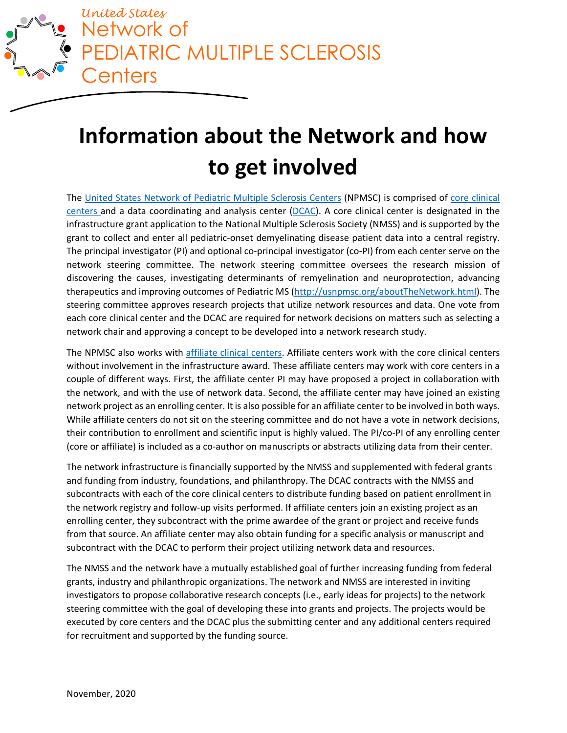United States
Network of
PEDIATRIC MULTIPLE SCLEROSIS
Centers

# Information about the Network and how to get involved

The United States Network of Pediatric Multiple Sclerosis Centers (NPMSC) is comprised of core clinical centers and a data coordinating and analysis center (DCAC). A core clinical center is designated in the infrastructure grant application to the National Multiple Sclerosis Society (NMSS) and is supported by the grant to collect and enter all pediatric-onset demyelinating disease patient data into a central registry. The principal investigator (PI) and optional co-principal investigator (co-PI) from each center serve on the network steering committee. The network steering committee oversees the research mission of discovering the causes, investigating determinants of remyelination and neuroprotection, advancing therapeutics and improving outcomes of Pediatric MS (http://usnpmsc.org/aboutTheNetwork.html). The steering committee approves research projects that utilize network resources and data. One vote from each core clinical center and the DCAC are required for network decisions on matters such as selecting a network chair and approving a concept to be developed into a network research study.

The NPMSC also works with affiliate clinical centers. Affiliate centers work with the core clinical centers without involvement in the infrastructure award. These affiliate centers may work with core centers in a couple of different ways. First, the affiliate center PI may have proposed a project in collaboration with the network, and with the use of network data. Second, the affiliate center may have joined an existing network project as an enrolling center. It is also possible for an affiliate center to be involved in both ways. While affiliate centers do not sit on the steering committee and do not have a vote in network decisions, their contribution to enrollment and scientific input is highly valued. The PI/co-PI of any enrolling center (core or affiliate) is included as a co-author on manuscripts or abstracts utilizing data from their center.

The network infrastructure is financially supported by the NMSS and supplemented with federal grants and funding from industry, foundations, and philanthropy. The DCAC contracts with the NMSS and subcontracts with each of the core clinical centers to distribute funding based on patient enrollment in the network registry and follow-up visits performed. If affiliate centers join an existing project as an enrolling center, they subcontract with the prime awardee of the grant or project and receive funds from that source. An affiliate center may also obtain funding for a specific analysis or manuscript and subcontract with the DCAC to perform their project utilizing network data and resources.

The NMSS and the network have a mutually established goal of further increasing funding from federal grants, industry and philanthropic organizations. The network and NMSS are interested in inviting investigators to propose collaborative research concepts (i.e., early ideas for projects) to the network steering committee with the goal of developing these into grants and projects. The projects would be executed by core centers and the DCAC plus the submitting center and any additional centers required for recruitment and supported by the funding source.

November, 2020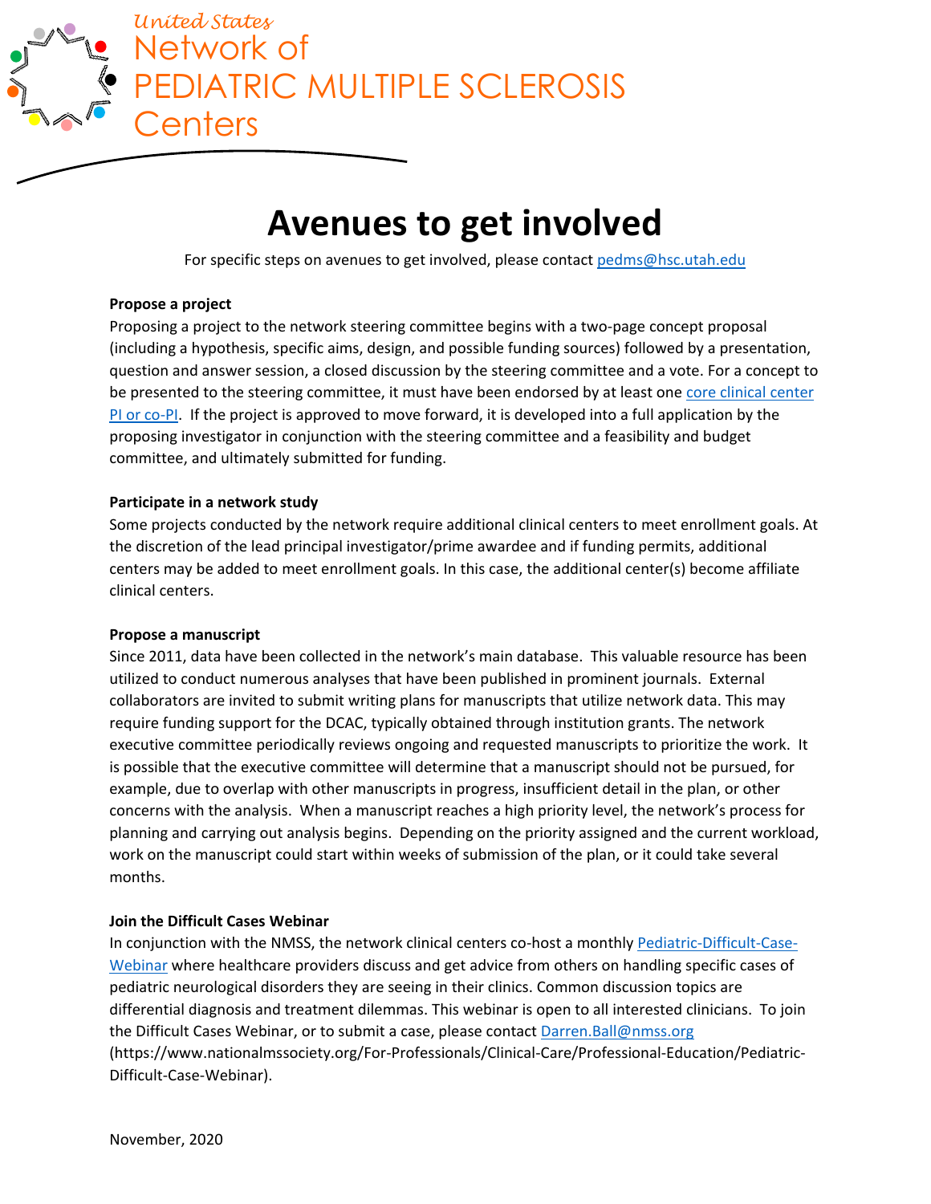*United States*
Network of
PEDIATRIC MULTIPLE SCLEROSIS
Centers

# Avenues to get involved

For specific steps on avenues to get involved, please contact pedms@hsc.utah.edu

**Propose a project**

Proposing a project to the network steering committee begins with a two-page concept proposal (including a hypothesis, specific aims, design, and possible funding sources) followed by a presentation, question and answer session, a closed discussion by the steering committee and a vote. For a concept to be presented to the steering committee, it must have been endorsed by at least one core clinical center PI or co-PI. If the project is approved to move forward, it is developed into a full application by the proposing investigator in conjunction with the steering committee and a feasibility and budget committee, and ultimately submitted for funding.

**Participate in a network study**

Some projects conducted by the network require additional clinical centers to meet enrollment goals. At the discretion of the lead principal investigator/prime awardee and if funding permits, additional centers may be added to meet enrollment goals. In this case, the additional center(s) become affiliate clinical centers.

**Propose a manuscript**

Since 2011, data have been collected in the network's main database. This valuable resource has been utilized to conduct numerous analyses that have been published in prominent journals. External collaborators are invited to submit writing plans for manuscripts that utilize network data. This may require funding support for the DCAC, typically obtained through institution grants. The network executive committee periodically reviews ongoing and requested manuscripts to prioritize the work. It is possible that the executive committee will determine that a manuscript should not be pursued, for example, due to overlap with other manuscripts in progress, insufficient detail in the plan, or other concerns with the analysis. When a manuscript reaches a high priority level, the network's process for planning and carrying out analysis begins. Depending on the priority assigned and the current workload, work on the manuscript could start within weeks of submission of the plan, or it could take several months.

**Join the Difficult Cases Webinar**

In conjunction with the NMSS, the network clinical centers co-host a monthly Pediatric-Difficult-Case-Webinar where healthcare providers discuss and get advice from others on handling specific cases of pediatric neurological disorders they are seeing in their clinics. Common discussion topics are differential diagnosis and treatment dilemmas. This webinar is open to all interested clinicians. To join the Difficult Cases Webinar, or to submit a case, please contact Darren.Ball@nmss.org (https://www.nationalmssociety.org/For-Professionals/Clinical-Care/Professional-Education/Pediatric-Difficult-Case-Webinar).

November, 2020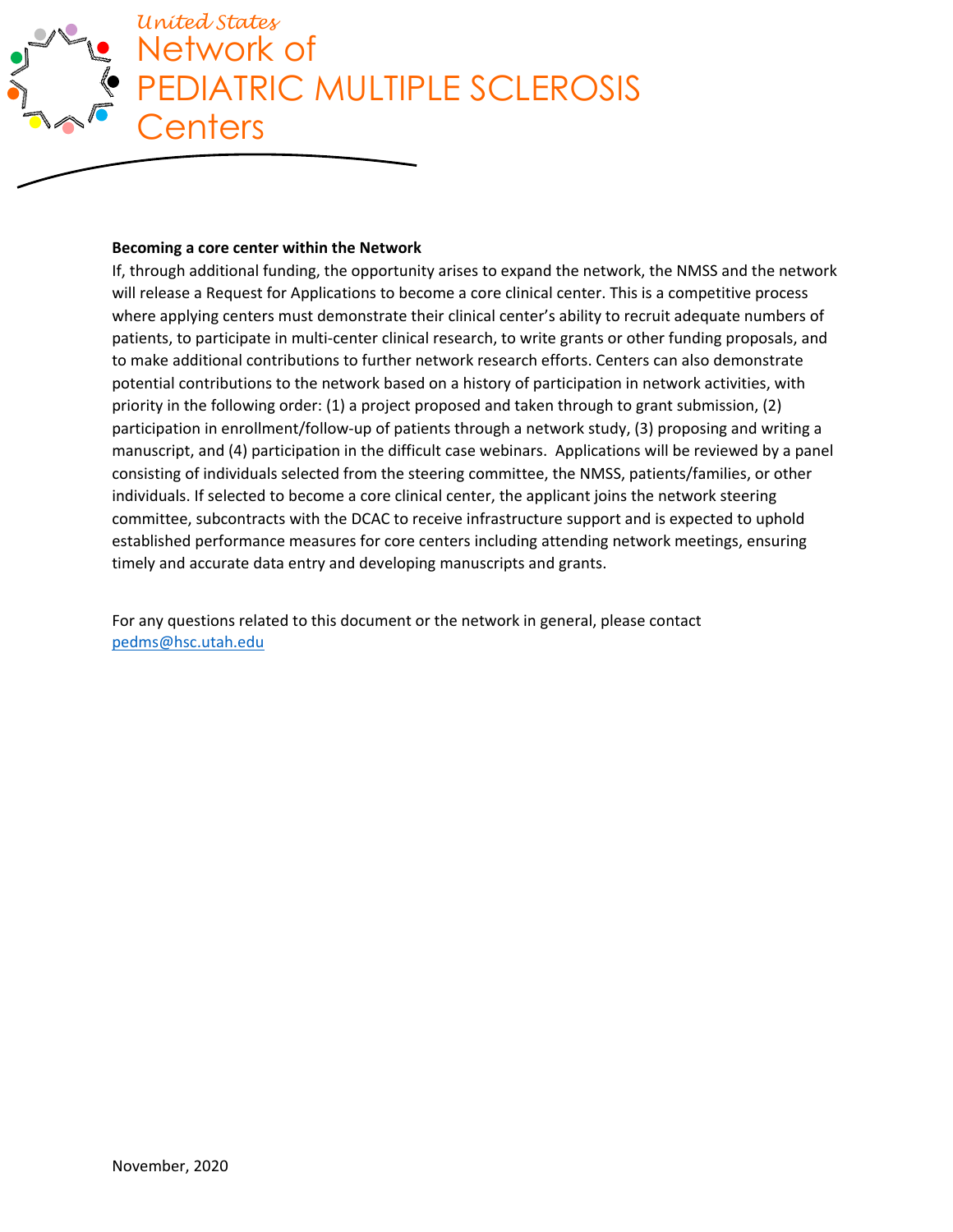*United States*
Network of
PEDIATRIC MULTIPLE SCLEROSIS
Centers

**Becoming a core center within the Network**

If, through additional funding, the opportunity arises to expand the network, the NMSS and the network will release a Request for Applications to become a core clinical center. This is a competitive process where applying centers must demonstrate their clinical center's ability to recruit adequate numbers of patients, to participate in multi-center clinical research, to write grants or other funding proposals, and to make additional contributions to further network research efforts. Centers can also demonstrate potential contributions to the network based on a history of participation in network activities, with priority in the following order: (1) a project proposed and taken through to grant submission, (2) participation in enrollment/follow-up of patients through a network study, (3) proposing and writing a manuscript, and (4) participation in the difficult case webinars. Applications will be reviewed by a panel consisting of individuals selected from the steering committee, the NMSS, patients/families, or other individuals. If selected to become a core clinical center, the applicant joins the network steering committee, subcontracts with the DCAC to receive infrastructure support and is expected to uphold established performance measures for core centers including attending network meetings, ensuring timely and accurate data entry and developing manuscripts and grants.

For any questions related to this document or the network in general, please contact [pedms@hsc.utah.edu](mailto:pedms@hsc.utah.edu)

November, 2020